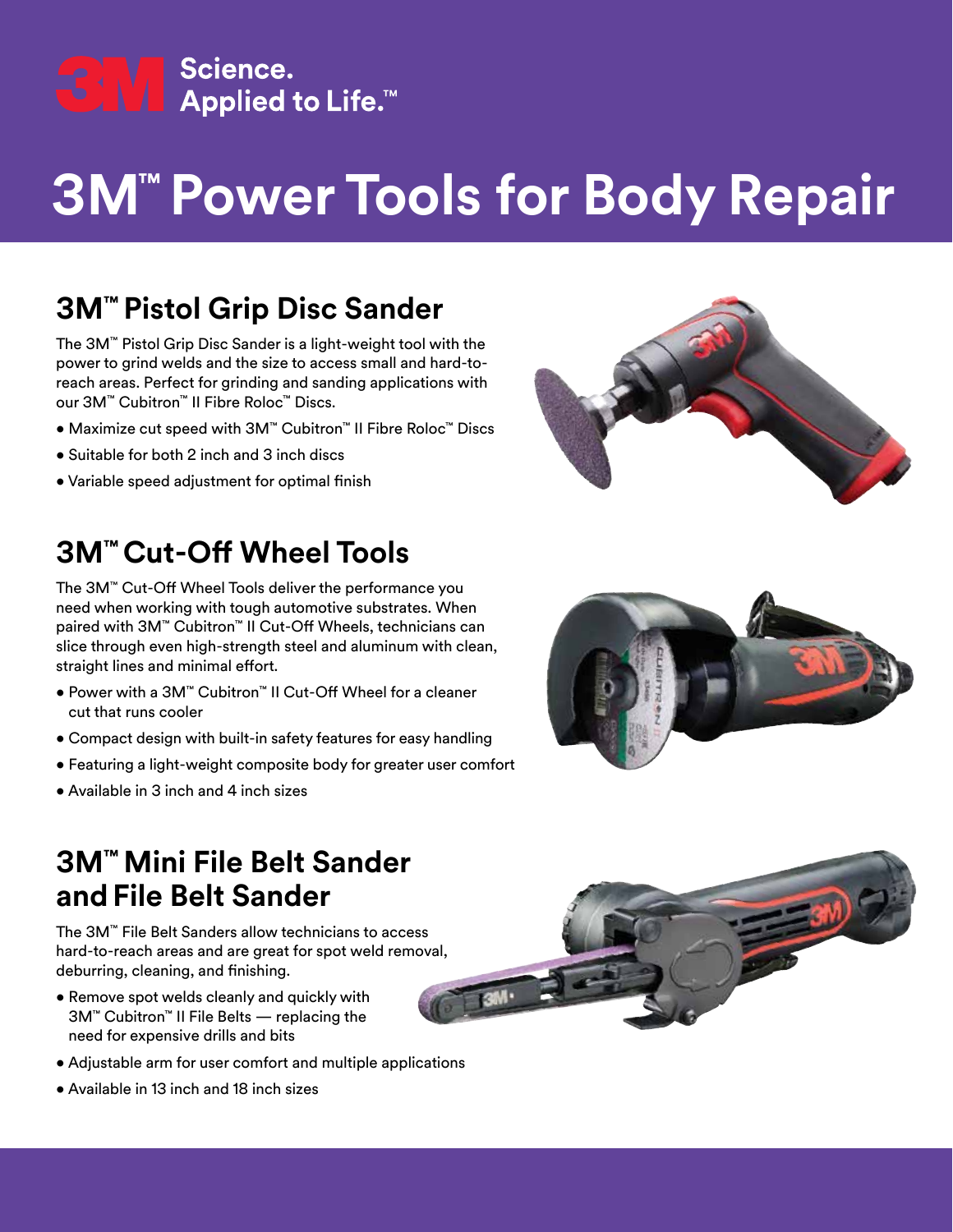3M Science. Applied to Life.™

# 3M™ Power Tools for Body Repair

## 3M™ Pistol Grip Disc Sander

The 3M™ Pistol Grip Disc Sander is a light-weight tool with the power to grind welds and the size to access small and hard-to-reach areas. Perfect for grinding and sanding applications with our 3M™ Cubitron™ II Fibre Roloc™ Discs.

- Maximize cut speed with 3M™ Cubitron™ II Fibre Roloc™ Discs
- Suitable for both 2 inch and 3 inch discs
- Variable speed adjustment for optimal finish

## 3M™ Cut-Off Wheel Tools

The 3M™ Cut-Off Wheel Tools deliver the performance you need when working with tough automotive substrates. When paired with 3M™ Cubitron™ II Cut-Off Wheels, technicians can slice through even high-strength steel and aluminum with clean, straight lines and minimal effort.

- Power with a 3M™ Cubitron™ II Cut-Off Wheel for a cleaner cut that runs cooler
- Compact design with built-in safety features for easy handling
- Featuring a light-weight composite body for greater user comfort
- Available in 3 inch and 4 inch sizes

## 3M™ Mini File Belt Sander and File Belt Sander

The 3M™ File Belt Sanders allow technicians to access hard-to-reach areas and are great for spot weld removal, deburring, cleaning, and finishing.

- Remove spot welds cleanly and quickly with 3M™ Cubitron™ II File Belts — replacing the need for expensive drills and bits
- Adjustable arm for user comfort and multiple applications
- Available in 13 inch and 18 inch sizes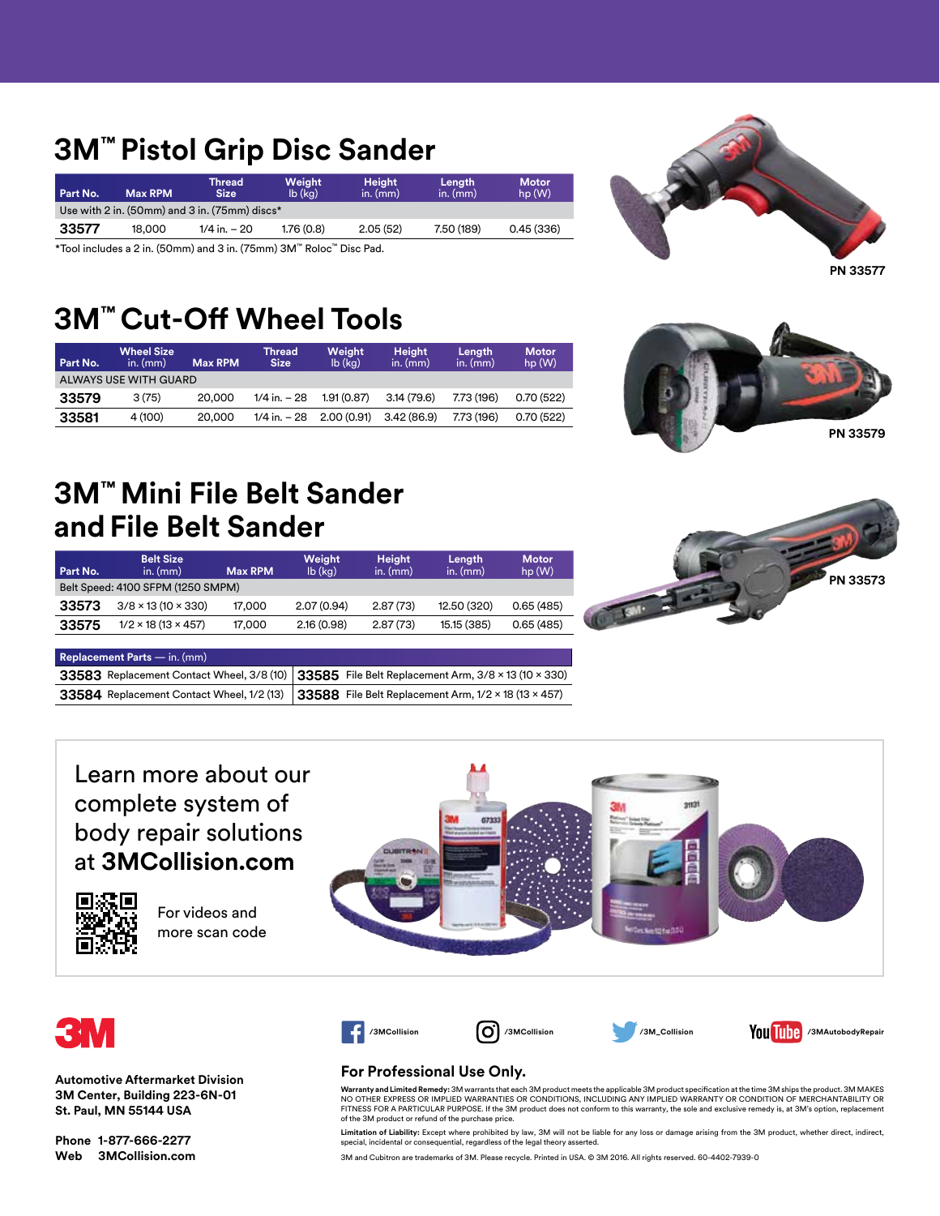## 3M™ Pistol Grip Disc Sander

| Part No. | Max RPM | Thread Size | Weight lb (kg) | Height in. (mm) | Length in. (mm) | Motor hp (W) |
|---|---|---|---|---|---|---|
| Use with 2 in. (50mm) and 3 in. (75mm) discs* | | | | | | |
| **33577** | 18,000 | 1/4 in. – 20 | 1.76 (0.8) | 2.05 (52) | 7.50 (189) | 0.45 (336) |

*Tool includes a 2 in. (50mm) and 3 in. (75mm) 3M™ Roloc™ Disc Pad.

PN 33577

## 3M™ Cut-Off Wheel Tools

| Part No. | Wheel Size in. (mm) | Max RPM | Thread Size | Weight lb (kg) | Height in. (mm) | Length in. (mm) | Motor hp (W) |
|---|---|---|---|---|---|---|---|
| ALWAYS USE WITH GUARD | | | | | | | |
| **33579** | 3 (75) | 20,000 | 1/4 in. – 28 | 1.91 (0.87) | 3.14 (79.6) | 7.73 (196) | 0.70 (522) |
| **33581** | 4 (100) | 20,000 | 1/4 in. – 28 | 2.00 (0.91) | 3.42 (86.9) | 7.73 (196) | 0.70 (522) |

PN 33579

## 3M™ Mini File Belt Sander and File Belt Sander

| Part No. | Belt Size in. (mm) | Max RPM | Weight lb (kg) | Height in. (mm) | Length in. (mm) | Motor hp (W) |
|---|---|---|---|---|---|---|
| Belt Speed: 4100 SFPM (1250 SMPM) | | | | | | |
| **33573** | 3/8 × 13 (10 × 330) | 17,000 | 2.07 (0.94) | 2.87 (73) | 12.50 (320) | 0.65 (485) |
| **33575** | 1/2 × 18 (13 × 457) | 17,000 | 2.16 (0.98) | 2.87 (73) | 15.15 (385) | 0.65 (485) |

PN 33573

| Replacement Parts — in. (mm) | |
|---|---|
| **33583** Replacement Contact Wheel, 3/8 (10) | **33585** File Belt Replacement Arm, 3/8 × 13 (10 × 330) |
| **33584** Replacement Contact Wheel, 1/2 (13) | **33588** File Belt Replacement Arm, 1/2 × 18 (13 × 457) |

Learn more about our complete system of body repair solutions at **3MCollision.com**

For videos and more scan code

/3MCollision /3MCollision /3M_Collision /3MAutobodyRepair

**Automotive Aftermarket Division**
**3M Center, Building 223-6N-01**
**St. Paul, MN 55144 USA**

**Phone 1-877-666-2277**
**Web 3MCollision.com**

### For Professional Use Only.

**Warranty and Limited Remedy:** 3M warrants that each 3M product meets the applicable 3M product specification at the time 3M ships the product. 3M MAKES NO OTHER EXPRESS OR IMPLIED WARRANTIES OR CONDITIONS, INCLUDING ANY IMPLIED WARRANTY OR CONDITION OF MERCHANTABILITY OR FITNESS FOR A PARTICULAR PURPOSE. If the 3M product does not conform to this warranty, the sole and exclusive remedy is, at 3M's option, replacement of the 3M product or refund of the purchase price.

**Limitation of Liability:** Except where prohibited by law, 3M will not be liable for any loss or damage arising from the 3M product, whether direct, indirect, special, incidental or consequential, regardless of the legal theory asserted.

3M and Cubitron are trademarks of 3M. Please recycle. Printed in USA. © 3M 2016. All rights reserved. 60-4402-7939-0